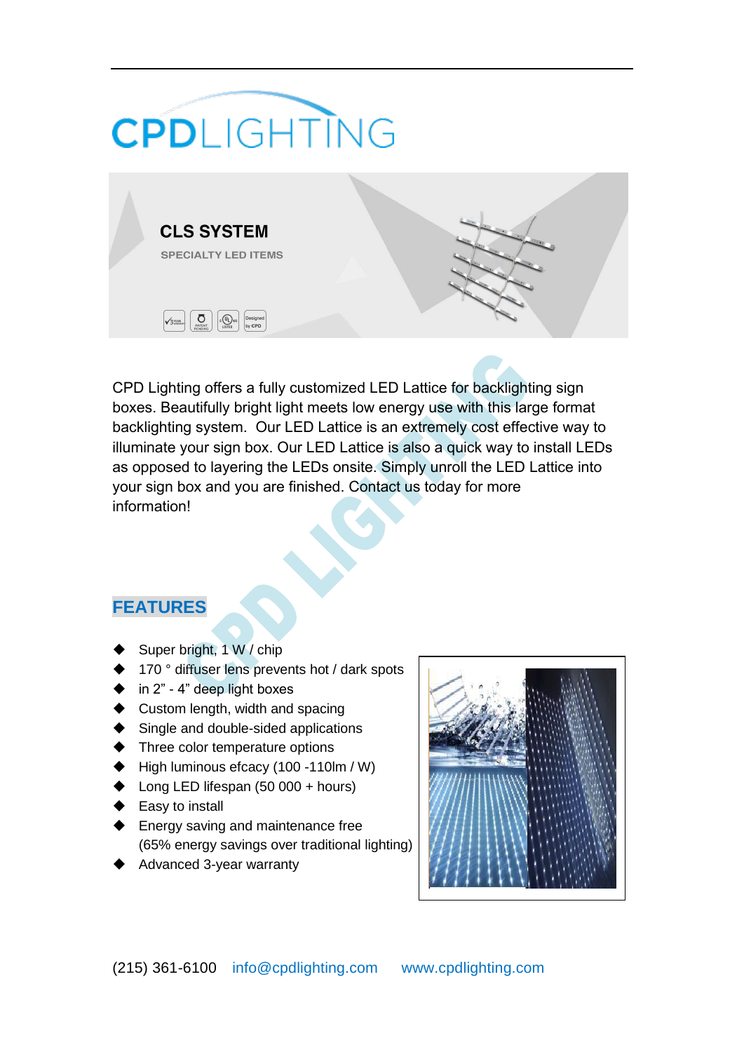CPDLIGHTING

# CLS SYSTEM

SPECIALTY LED ITEMS

CPD Lighting offers a fully customized LED Lattice for backlighting sign boxes. Beautifully bright light meets low energy use with this large format backlighting system.  Our LED Lattice is an extremely cost effective way to illuminate your sign box. Our LED Lattice is also a quick way to install LEDs as opposed to layering the LEDs onsite. Simply unroll the LED Lattice into your sign box and you are finished. Contact us today for more information!

## FEATURES

- Super bright, 1 W / chip
- 170 ° diffuser lens prevents hot / dark spots
- in 2” - 4” deep light boxes
- Custom length, width and spacing
- Single and double-sided applications
- Three color temperature options
- High luminous efcacy (100 -110lm / W)
- Long LED lifespan (50 000 + hours)
- Easy to install
- Energy saving and maintenance free (65% energy savings over traditional lighting)
- Advanced 3-year warranty

(215) 361-6100 info@cpdlighting.com www.cpdlighting.com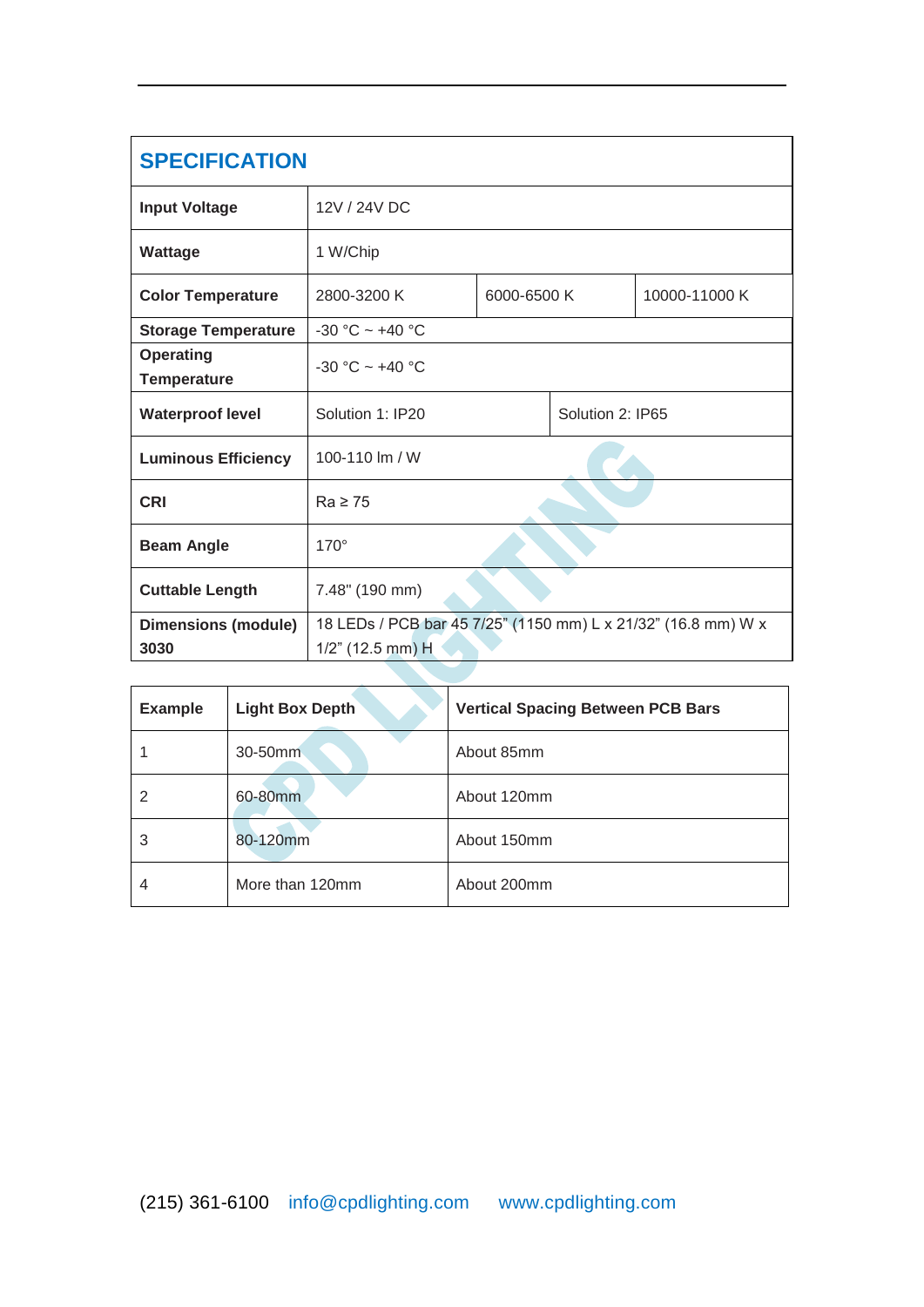| SPECIFICATION | | | |
|---|---|---|---|
| **Input Voltage** | 12V / 24V DC | | |
| **Wattage** | 1 W/Chip | | |
| **Color Temperature** | 2800-3200 K | 6000-6500 K | 10000-11000 K |
| **Storage Temperature** | -30 °C ~ +40 °C | | |
| **Operating Temperature** | -30 °C ~ +40 °C | | |
| **Waterproof level** | Solution 1: IP20 | Solution 2: IP65 | |
| **Luminous Efficiency** | 100-110 lm / W | | |
| **CRI** | Ra ≥ 75 | | |
| **Beam Angle** | 170° | | |
| **Cuttable Length** | 7.48" (190 mm) | | |
| **Dimensions (module) 3030** | 18 LEDs / PCB bar 45 7/25" (1150 mm) L x 21/32" (16.8 mm) W x 1/2" (12.5 mm) H | | |

| Example | Light Box Depth | Vertical Spacing Between PCB Bars |
|---|---|---|
| 1 | 30-50mm | About 85mm |
| 2 | 60-80mm | About 120mm |
| 3 | 80-120mm | About 150mm |
| 4 | More than 120mm | About 200mm |

(215) 361-6100 info@cpdlighting.com www.cpdlighting.com